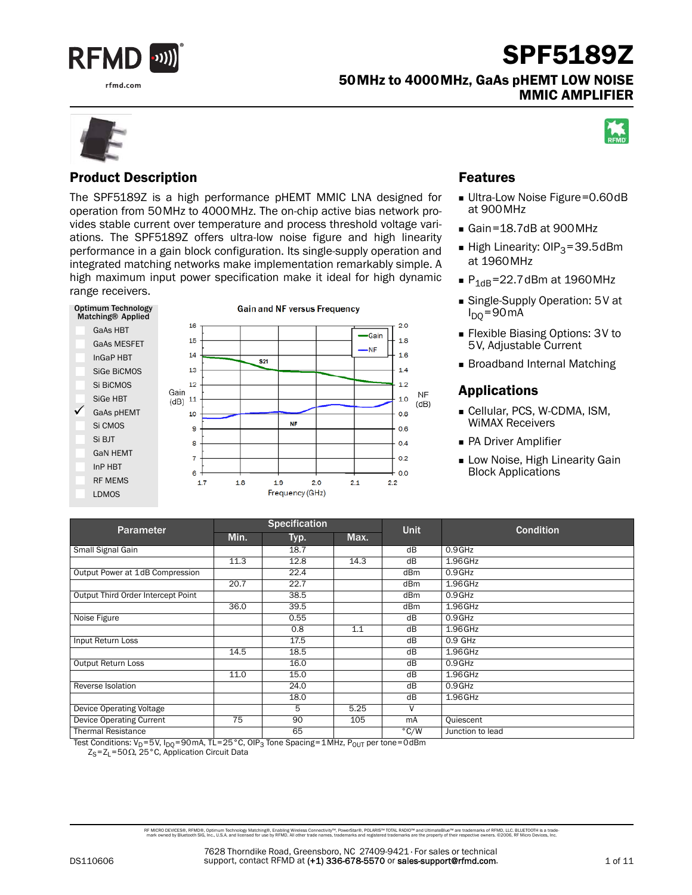# SPF5189Z

## 50MHz to 4000MHz, GaAs pHEMT LOW NOISE MMIC AMPLIFIER

## Product Description

The SPF5189Z is a high performance pHEMT MMIC LNA designed for operation from 50MHz to 4000MHz. The on-chip active bias network provides stable current over temperature and process threshold voltage variations. The SPF5189Z offers ultra-low noise figure and high linearity performance in a gain block configuration. Its single-supply operation and integrated matching networks make implementation remarkably simple. A high maximum input power specification make it ideal for high dynamic range receivers.

**Optimum Technology Matching® Applied**

- GaAs HBT
- GaAs MESFET
- InGaP HBT
- SiGe BiCMOS
- Si BiCMOS
- SiGe HBT
- ✓ GaAs pHEMT
- Si CMOS
- Si BJT
- GaN HEMT
- InP HBT
- RF MEMS
- LDMOS

**Gain and NF versus Frequency**

## Features

- Ultra-Low Noise Figure=0.60dB at 900MHz
- Gain=18.7dB at 900MHz
- High Linearity: $OIP_3$=39.5dBm at 1960MHz
- $P_{1dB}$=22.7dBm at 1960MHz
- Single-Supply Operation: 5V at $I_{DQ}$=90mA
- Flexible Biasing Options: 3V to 5V, Adjustable Current
- Broadband Internal Matching

## Applications

- Cellular, PCS, W-CDMA, ISM, WiMAX Receivers
- PA Driver Amplifier
- Low Noise, High Linearity Gain Block Applications

| Parameter | Specification | | | Unit | Condition |
|---|---|---|---|---|---|
| | Min. | Typ. | Max. | | |
| Small Signal Gain | | 18.7 | | dB | 0.9GHz |
| | 11.3 | 12.8 | 14.3 | dB | 1.96GHz |
| Output Power at 1dB Compression | | 22.4 | | dBm | 0.9GHz |
| | 20.7 | 22.7 | | dBm | 1.96GHz |
| Output Third Order Intercept Point | | 38.5 | | dBm | 0.9GHz |
| | 36.0 | 39.5 | | dBm | 1.96GHz |
| Noise Figure | | 0.55 | | dB | 0.9GHz |
| | | 0.8 | 1.1 | dB | 1.96GHz |
| Input Return Loss | | 17.5 | | dB | 0.9 GHz |
| | 14.5 | 18.5 | | dB | 1.96GHz |
| Output Return Loss | | 16.0 | | dB | 0.9GHz |
| | 11.0 | 15.0 | | dB | 1.96GHz |
| Reverse Isolation | | 24.0 | | dB | 0.9GHz |
| | | 18.0 | | dB | 1.96GHz |
| Device Operating Voltage | | 5 | 5.25 | V | |
| Device Operating Current | 75 | 90 | 105 | mA | Quiescent |
| Thermal Resistance | | 65 | | °C/W | Junction to lead |

Test Conditions: $V_D$=5V, $I_{DQ}$=90mA, TL=25°C, $OIP_3$ Tone Spacing=1MHz, $P_{OUT}$ per tone=0dBm
$Z_S$=$Z_L$=50Ω, 25°C, Application Circuit Data

RF MICRO DEVICES®, RFMD®, Optimum Technology Matching®, Enabling Wireless Connectivity™, PowerStar®, POLARIS™ TOTAL RADIO™ and UltimateBlue™ are trademarks of RFMD, LLC. BLUETOOTH is a trademark owned by Bluetooth SIG, Inc., U.S.A. and licensed for use by RFMD. All other trade names, trademarks and registered trademarks are the property of their respective owners. ©2006, RF Micro Devices, Inc.

DS110606

7628 Thorndike Road, Greensboro, NC 27409-9421 · For sales or technical support, contact RFMD at (+1) 336-678-5570 or sales-support@rfmd.com.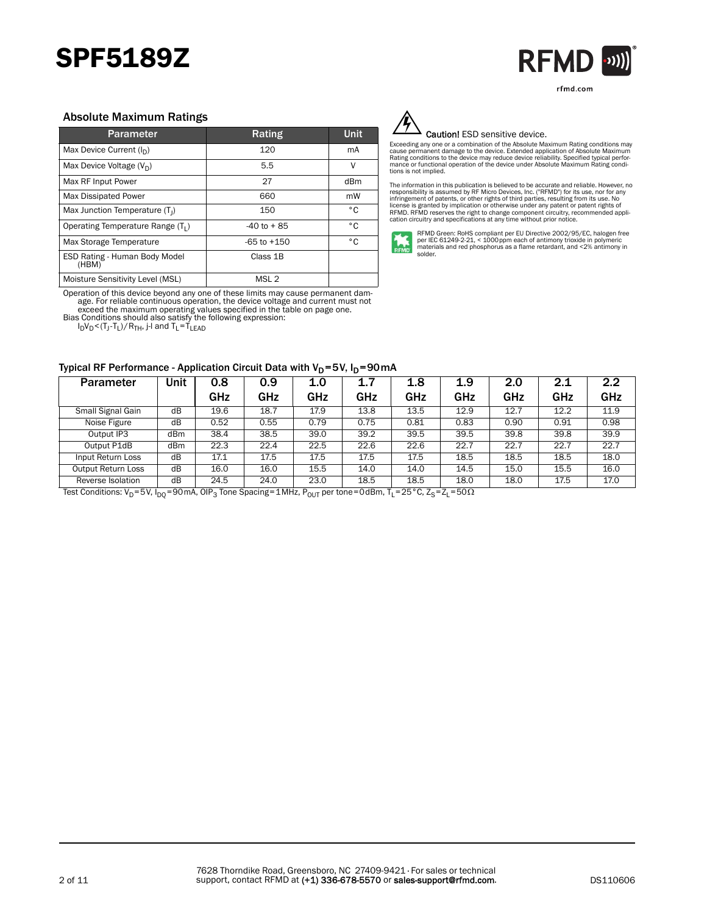## Absolute Maximum Ratings

| Parameter | Rating | Unit |
|---|---|---|
| Max Device Current ($I_D$) | 120 | mA |
| Max Device Voltage ($V_D$) | 5.5 | V |
| Max RF Input Power | 27 | dBm |
| Max Dissipated Power | 660 | mW |
| Max Junction Temperature ($T_J$) | 150 | °C |
| Operating Temperature Range ($T_L$) | -40 to + 85 | °C |
| Max Storage Temperature | -65 to +150 | °C |
| ESD Rating - Human Body Model (HBM) | Class 1B | |
| Moisture Sensitivity Level (MSL) | MSL 2 | |

Operation of this device beyond any one of these limits may cause permanent damage. For reliable continuous operation, the device voltage and current must not exceed the maximum operating values specified in the table on page one.
Bias Conditions should also satisfy the following expression:
$I_D V_D < (T_J - T_L)/R_{TH}$, j-l and $T_L = T_{LEAD}$

**Caution!** ESD sensitive device.

Exceeding any one or a combination of the Absolute Maximum Rating conditions may cause permanent damage to the device. Extended application of Absolute Maximum Rating conditions to the device may reduce device reliability. Specified typical performance or functional operation of the device under Absolute Maximum Rating conditions is not implied.

The information in this publication is believed to be accurate and reliable. However, no responsibility is assumed by RF Micro Devices, Inc. ("RFMD") for its use, nor for any infringement of patents, or other rights of third parties, resulting from its use. No license is granted by implication or otherwise under any patent or patent rights of RFMD. RFMD reserves the right to change component circuitry, recommended application circuitry and specifications at any time without prior notice.

RFMD Green: RoHS compliant per EU Directive 2002/95/EC, halogen free per IEC 61249-2-21, < 1000ppm each of antimony trioxide in polymeric materials and red phosphorus as a flame retardant, and <2% antimony in solder.

### Typical RF Performance - Application Circuit Data with $V_D$=5V, $I_D$=90mA

| Parameter | Unit | 0.8 GHz | 0.9 GHz | 1.0 GHz | 1.7 GHz | 1.8 GHz | 1.9 GHz | 2.0 GHz | 2.1 GHz | 2.2 GHz |
|---|---|---|---|---|---|---|---|---|---|---|
| Small Signal Gain | dB | 19.6 | 18.7 | 17.9 | 13.8 | 13.5 | 12.9 | 12.7 | 12.2 | 11.9 |
| Noise Figure | dB | 0.52 | 0.55 | 0.79 | 0.75 | 0.81 | 0.83 | 0.90 | 0.91 | 0.98 |
| Output IP3 | dBm | 38.4 | 38.5 | 39.0 | 39.2 | 39.5 | 39.5 | 39.8 | 39.8 | 39.9 |
| Output P1dB | dBm | 22.3 | 22.4 | 22.5 | 22.6 | 22.6 | 22.7 | 22.7 | 22.7 | 22.7 |
| Input Return Loss | dB | 17.1 | 17.5 | 17.5 | 17.5 | 17.5 | 18.5 | 18.5 | 18.5 | 18.0 |
| Output Return Loss | dB | 16.0 | 16.0 | 15.5 | 14.0 | 14.0 | 14.5 | 15.0 | 15.5 | 16.0 |
| Reverse Isolation | dB | 24.5 | 24.0 | 23.0 | 18.5 | 18.5 | 18.0 | 18.0 | 17.5 | 17.0 |

Test Conditions: $V_D$=5V, $I_{DQ}$=90mA, $OIP_3$ Tone Spacing=1MHz, $P_{OUT}$ per tone=0dBm, $T_L$=25°C, $Z_S$=$Z_L$=50Ω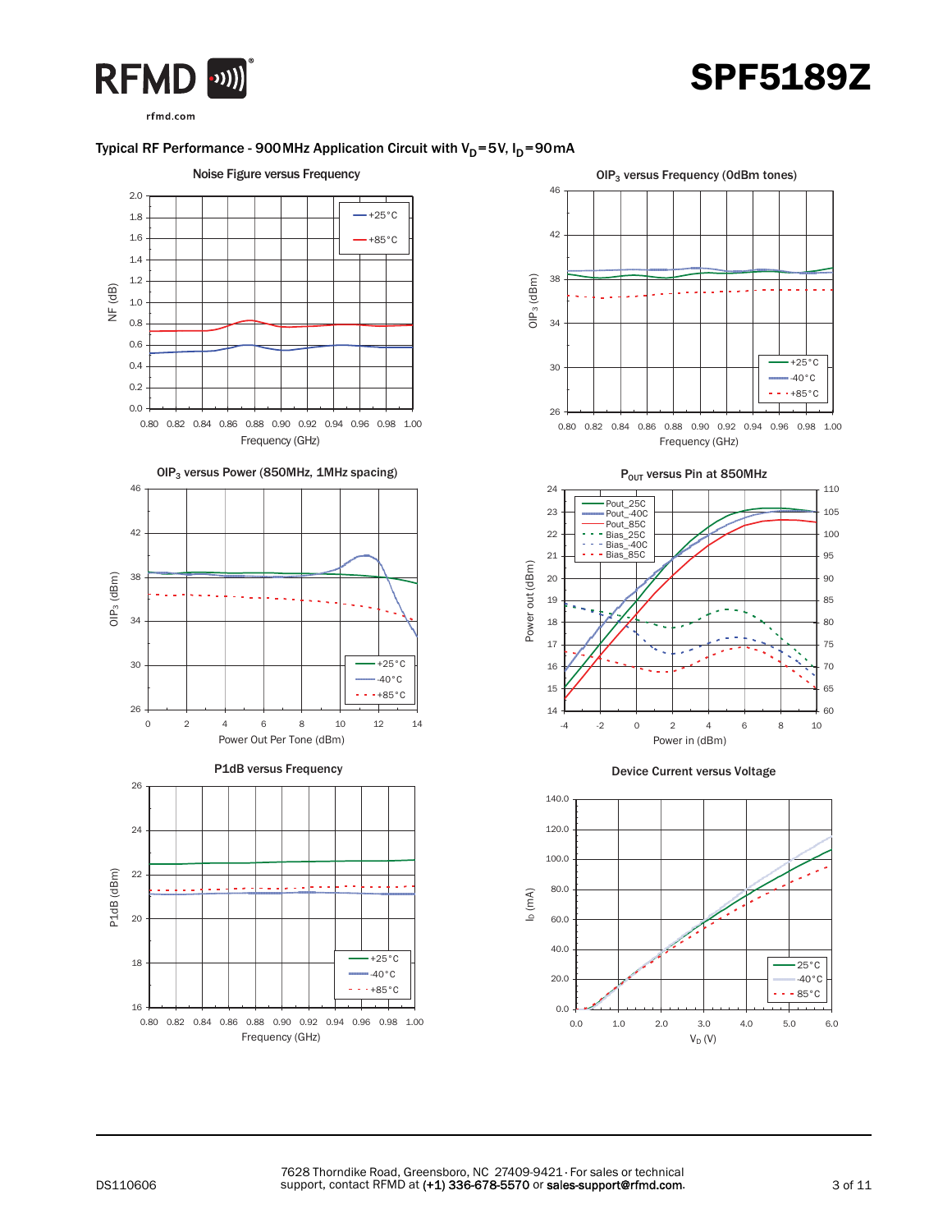## Typical RF Performance - 900 MHz Application Circuit with $V_D$=5V, $I_D$=90mA

**Noise Figure versus Frequency**

NF (dB) vs Frequency (GHz); legend: +25°C, +85°C

**OIP$_3$ versus Frequency (0dBm tones)**

OIP$_3$ (dBm) vs Frequency (GHz); legend: +25°C, -40°C, +85°C

**OIP$_3$ versus Power (850MHz, 1MHz spacing)**

OIP$_3$ (dBm) vs Power Out Per Tone (dBm); legend: +25°C, -40°C, +85°C

**P$_{OUT}$ versus Pin at 850MHz**

Power out (dBm) vs Power in (dBm); legend: Pout_25C, Pout_-40C, Pout_85C, Bias_25C, Bias_-40C, Bias_85C

**P1dB versus Frequency**

P1dB (dBm) vs Frequency (GHz); legend: +25°C, -40°C, +85°C

**Device Current versus Voltage**

$I_D$ (mA) vs $V_D$ (V); legend: 25°C, -40°C, 85°C

DS110606

7628 Thorndike Road, Greensboro, NC 27409-9421 · For sales or technical support, contact RFMD at (+1) 336-678-5570 or sales-support@rfmd.com.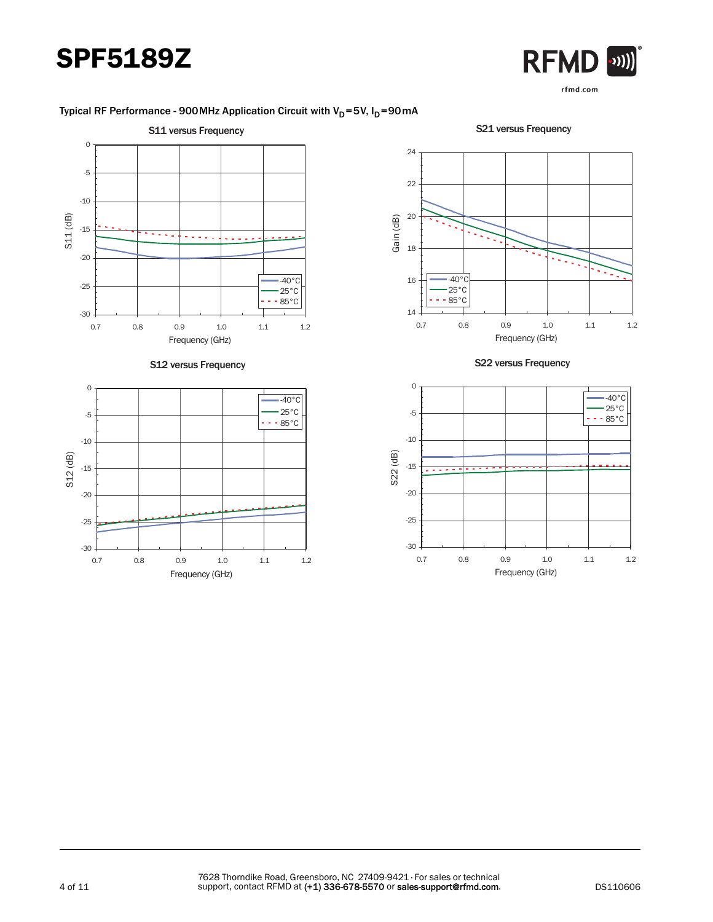# SPF5189Z

## Typical RF Performance - 900 MHz Application Circuit with $V_D$=5V, $I_D$=90mA

**S11 versus Frequency**

**S21 versus Frequency**

**S12 versus Frequency**

**S22 versus Frequency**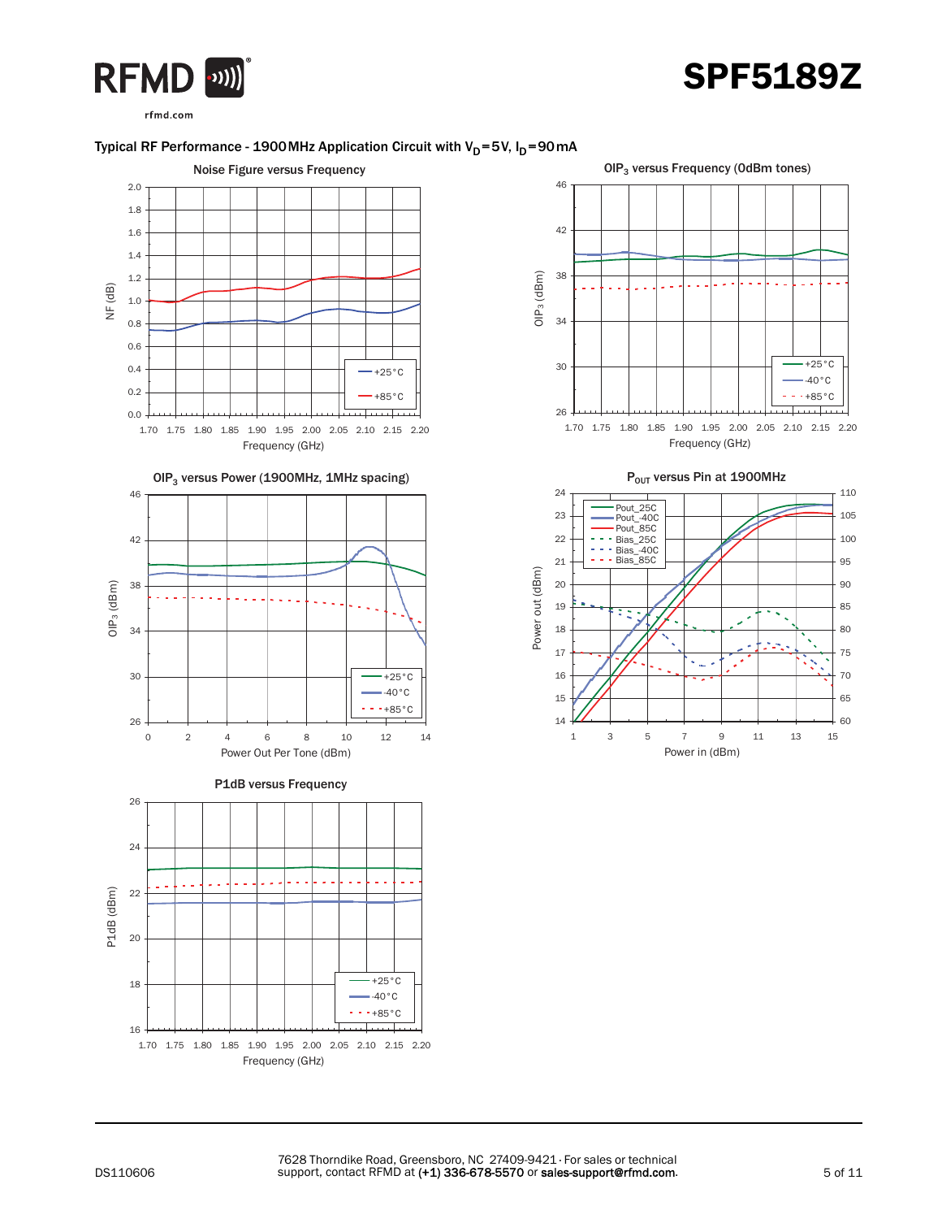## Typical RF Performance - 1900MHz Application Circuit with $V_D$=5V, $I_D$=90mA

Noise Figure versus Frequency

$OIP_3$ versus Frequency (0dBm tones)

$OIP_3$ versus Power (1900MHz, 1MHz spacing)

$P_{OUT}$ versus Pin at 1900MHz

P1dB versus Frequency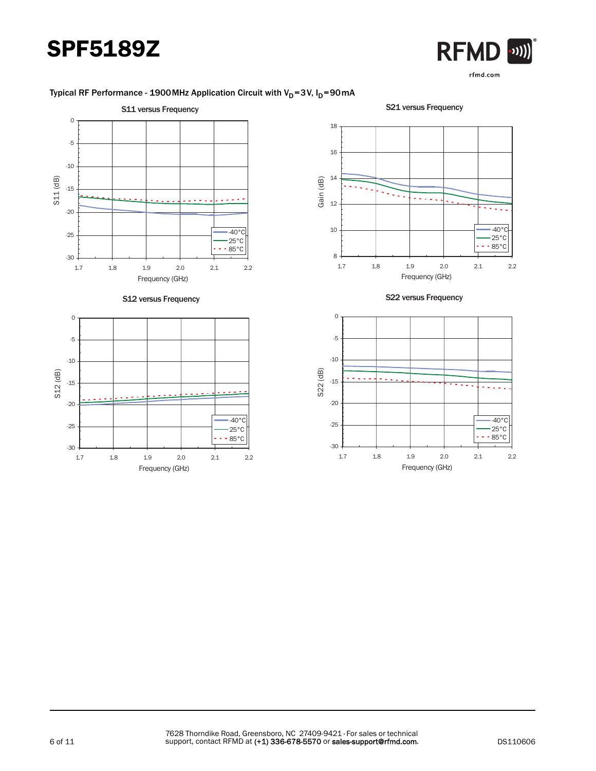# SPF5189Z

Typical RF Performance - 1900 MHz Application Circuit with $V_D$ = 3 V, $I_D$ = 90 mA

S11 versus Frequency

S21 versus Frequency

S12 versus Frequency

S22 versus Frequency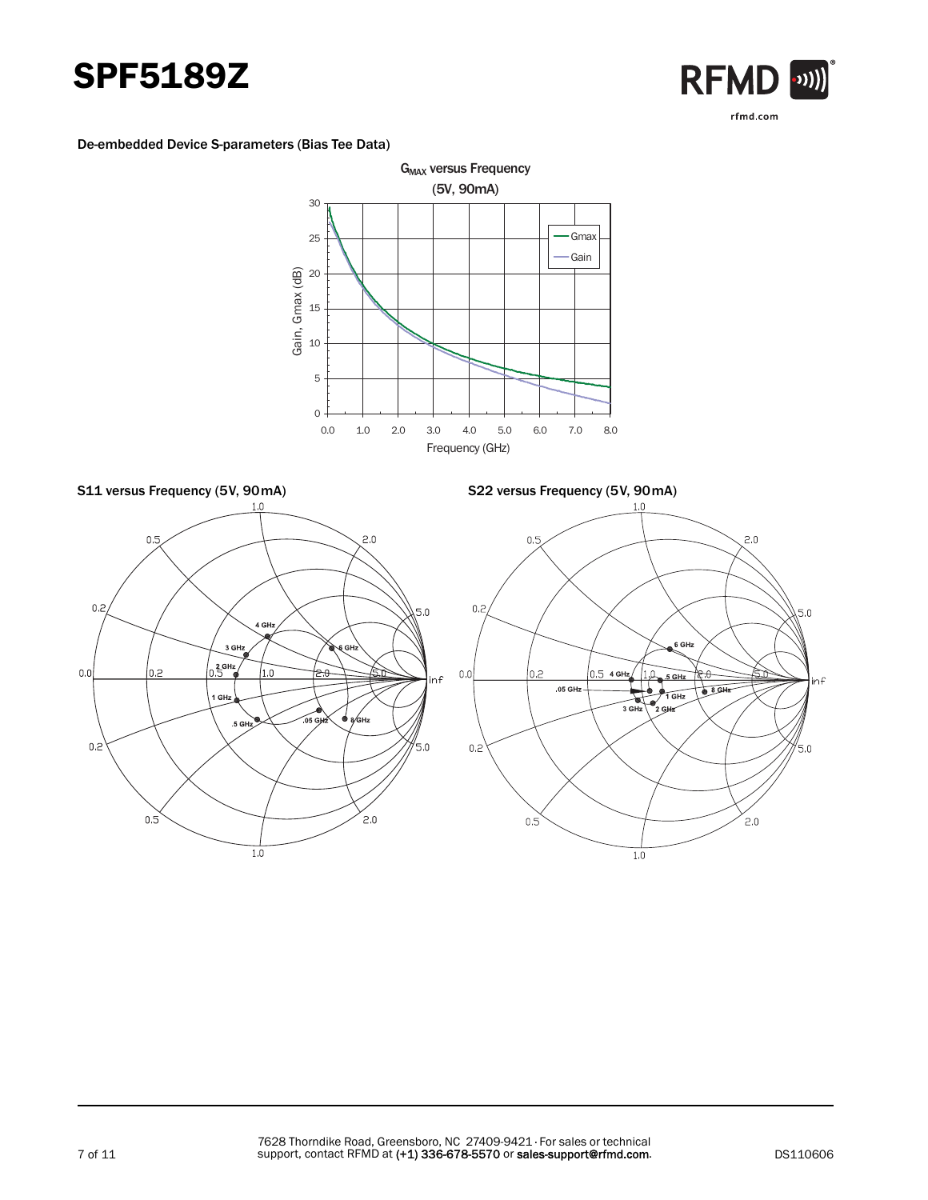De-embedded Device S-parameters (Bias Tee Data)

$G_{MAX}$ versus Frequency

(5V, 90mA)

S11 versus Frequency (5V, 90 mA)

S22 versus Frequency (5V, 90 mA)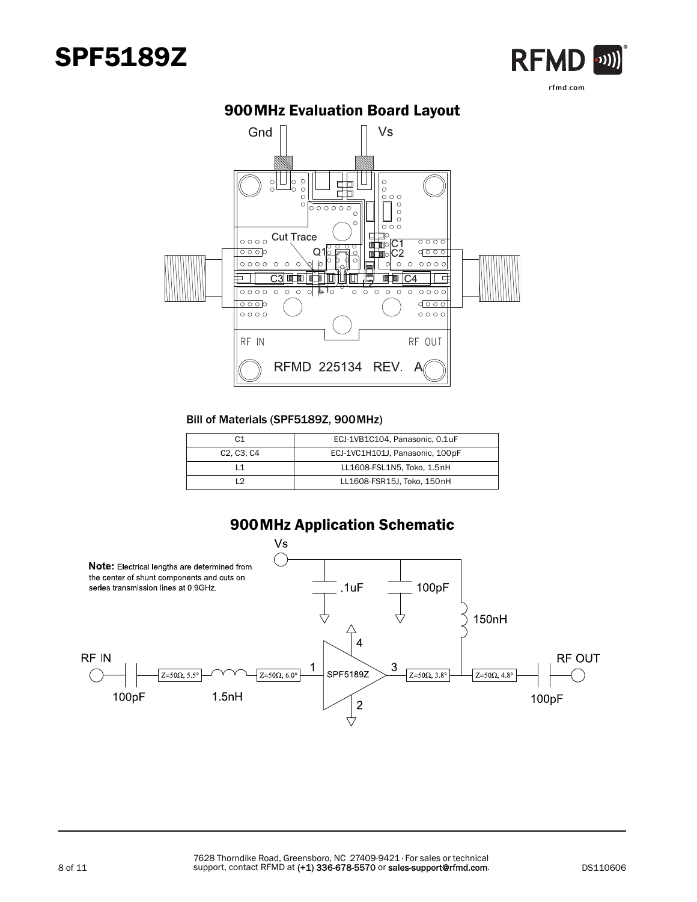## 900MHz Evaluation Board Layout

### Bill of Materials (SPF5189Z, 900MHz)

| C1 | ECJ-1VB1C104, Panasonic, 0.1uF |
|---|---|
| C2, C3, C4 | ECJ-1VC1H101J, Panasonic, 100pF |
| L1 | LL1608-FSL1N5, Toko, 1.5nH |
| L2 | LL1608-FSR15J, Toko, 150nH |

## 900MHz Application Schematic

**Note:** Electrical lengths are determined from the center of shunt components and cuts on series transmission lines at 0.9GHz.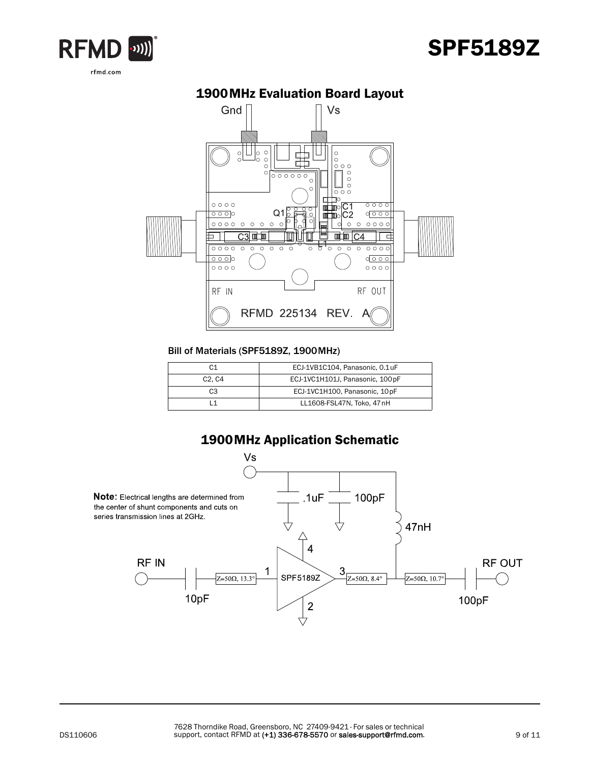## 1900 MHz Evaluation Board Layout

Gnd Vs

Q1 C1 C2 C3 C4 L1

RF IN RF OUT

RFMD 225134 REV. A

### Bill of Materials (SPF5189Z, 1900 MHz)

| | |
|---|---|
| C1 | ECJ-1VB1C104, Panasonic, 0.1 uF |
| C2, C4 | ECJ-1VC1H101J, Panasonic, 100 pF |
| C3 | ECJ-1VC1H100, Panasonic, 10 pF |
| L1 | LL1608-FSL47N, Toko, 47 nH |

## 1900 MHz Application Schematic

**Note:** Electrical lengths are determined from the center of shunt components and cuts on series transmission lines at 2GHz.

Vs, .1uF, 100pF, 47nH

RF IN, 10pF, $Z=50\Omega$, 13.3°, 1, SPF5189Z, 2, 3, 4, $Z=50\Omega$, 8.4°, $Z=50\Omega$, 10.7°, 100pF, RF OUT

DS110606

7628 Thorndike Road, Greensboro, NC 27409-9421 · For sales or technical support, contact RFMD at (+1) 336-678-5570 or sales-support@rfmd.com.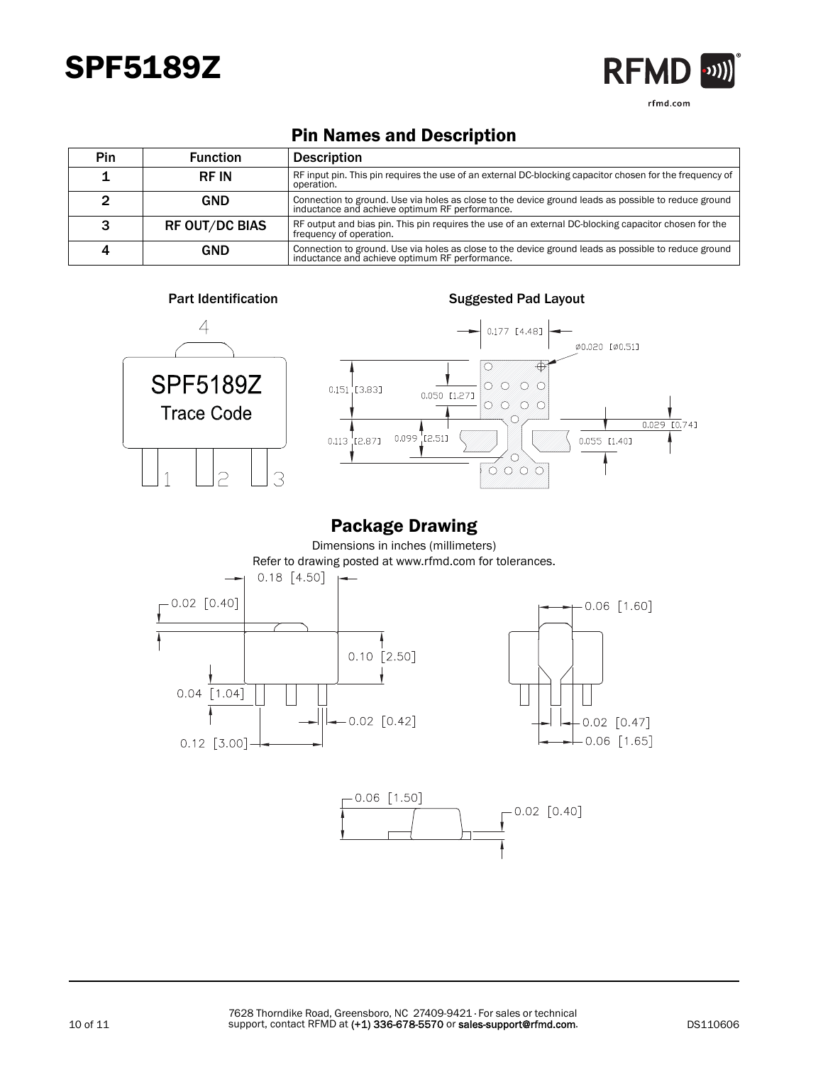# SPF5189Z

## Pin Names and Description

| Pin | Function | Description |
|---|---|---|
| 1 | RF IN | RF input pin. This pin requires the use of an external DC-blocking capacitor chosen for the frequency of operation. |
| 2 | GND | Connection to ground. Use via holes as close to the device ground leads as possible to reduce ground inductance and achieve optimum RF performance. |
| 3 | RF OUT/DC BIAS | RF output and bias pin. This pin requires the use of an external DC-blocking capacitor chosen for the frequency of operation. |
| 4 | GND | Connection to ground. Use via holes as close to the device ground leads as possible to reduce ground inductance and achieve optimum RF performance. |

**Part Identification**

4

SPF5189Z
Trace Code

1 2 3

**Suggested Pad Layout**

0.177 [4.48]
Ø0.020 [Ø0.51]
0.151 [3.83]
0.050 [1.27]
0.029 [0.74]
0.113 [2.87]
0.099 [2.51]
0.055 [1.40]

## Package Drawing

Dimensions in inches (millimeters)
Refer to drawing posted at www.rfmd.com for tolerances.

0.18 [4.50]
0.02 [0.40]
0.10 [2.50]
0.04 [1.04]
0.02 [0.42]
0.12 [3.00]
0.06 [1.60]
0.02 [0.47]
0.06 [1.65]
0.06 [1.50]
0.02 [0.40]

7628 Thorndike Road, Greensboro, NC 27409-9421 · For sales or technical support, contact RFMD at (+1) 336-678-5570 or sales-support@rfmd.com.

DS110606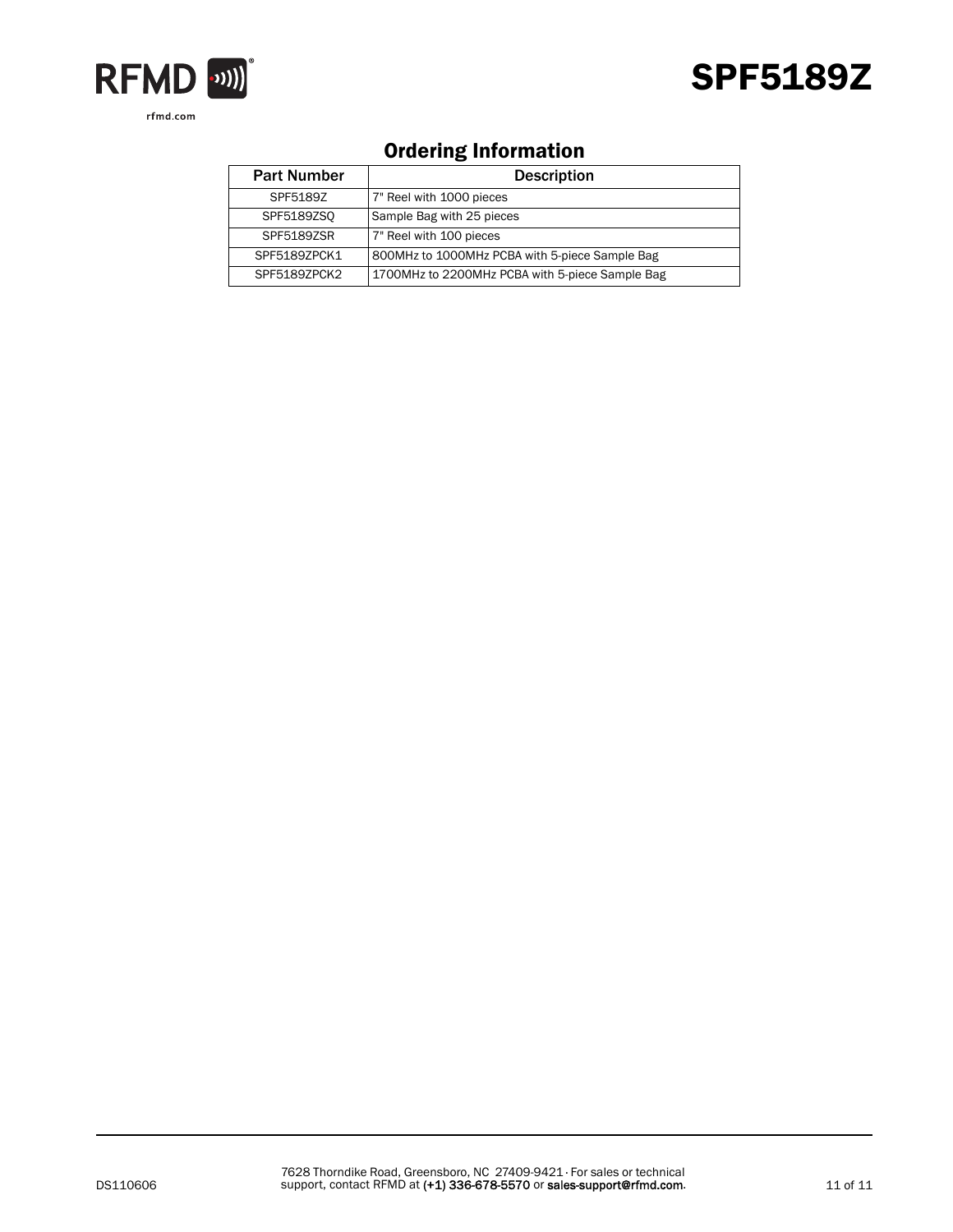## Ordering Information

| Part Number | Description |
|---|---|
| SPF5189Z | 7" Reel with 1000 pieces |
| SPF5189ZSQ | Sample Bag with 25 pieces |
| SPF5189ZSR | 7" Reel with 100 pieces |
| SPF5189ZPCK1 | 800MHz to 1000MHz PCBA with 5-piece Sample Bag |
| SPF5189ZPCK2 | 1700MHz to 2200MHz PCBA with 5-piece Sample Bag |